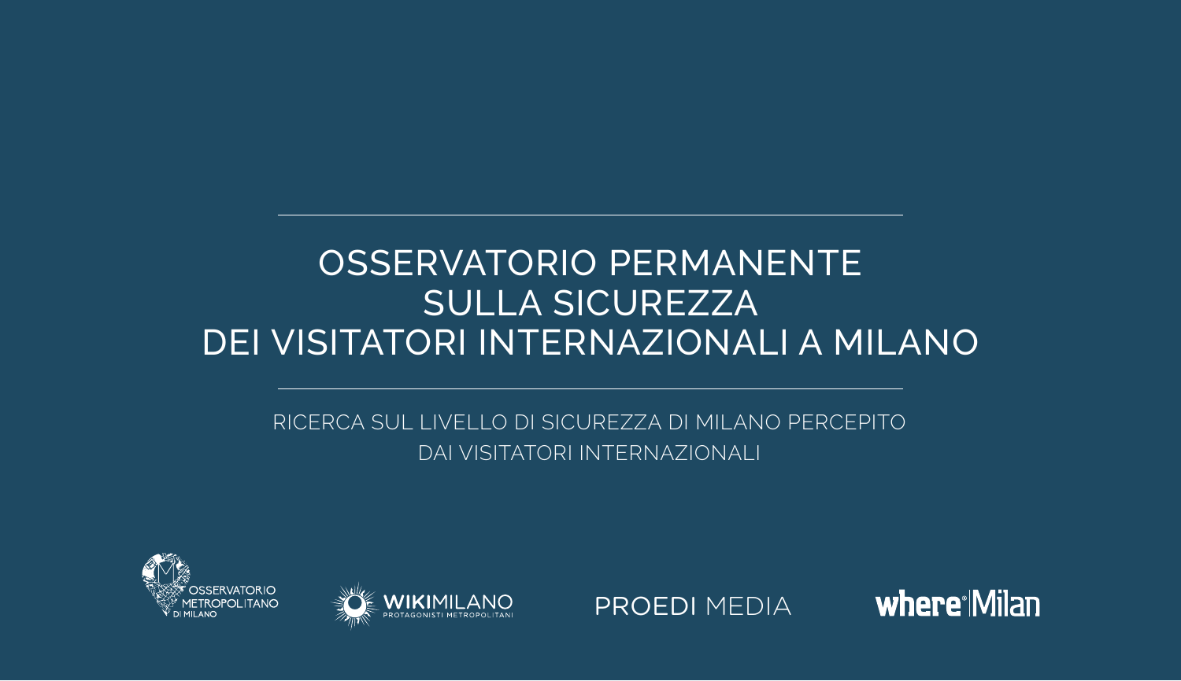# OSSERVATORIO PERMANENTE SULLA SICUREZZA DEI VISITATORI INTERNAZIONALI A MILANO

RICERCA SUL LIVELLO DI SICUREZZA DI MILANO PERCEPITO DAI VISITATORI INTERNAZIONALI

OSSERVATORIO METROPOLITANO DI MILANO

WIKIMILANO PROTAGONISTI METROPOLITANI

PROEDI MEDIA

where Milan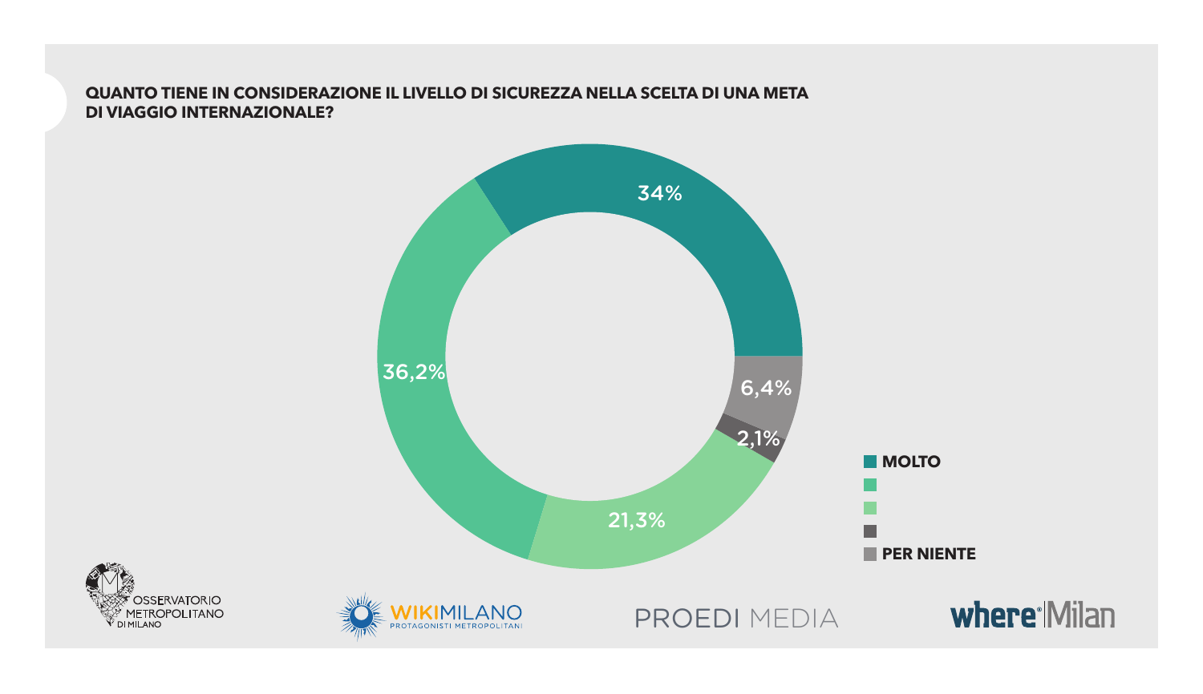**QUANTO TIENE IN CONSIDERAZIONE IL LIVELLO DI SICUREZZA NELLA SCELTA DI UNA META DI VIAGGIO INTERNAZIONALE?**

| Risposta | % |
|---|---|
| MOLTO | 34% |
| | 36,2% |
| | 21,3% |
| | 2,1% |
| PER NIENTE | 6,4% |

OSSERVATORIO METROPOLITANO DI MILANO

WIKIMILANO PROTAGONISTI METROPOLITANI

PROEDI MEDIA

where Milan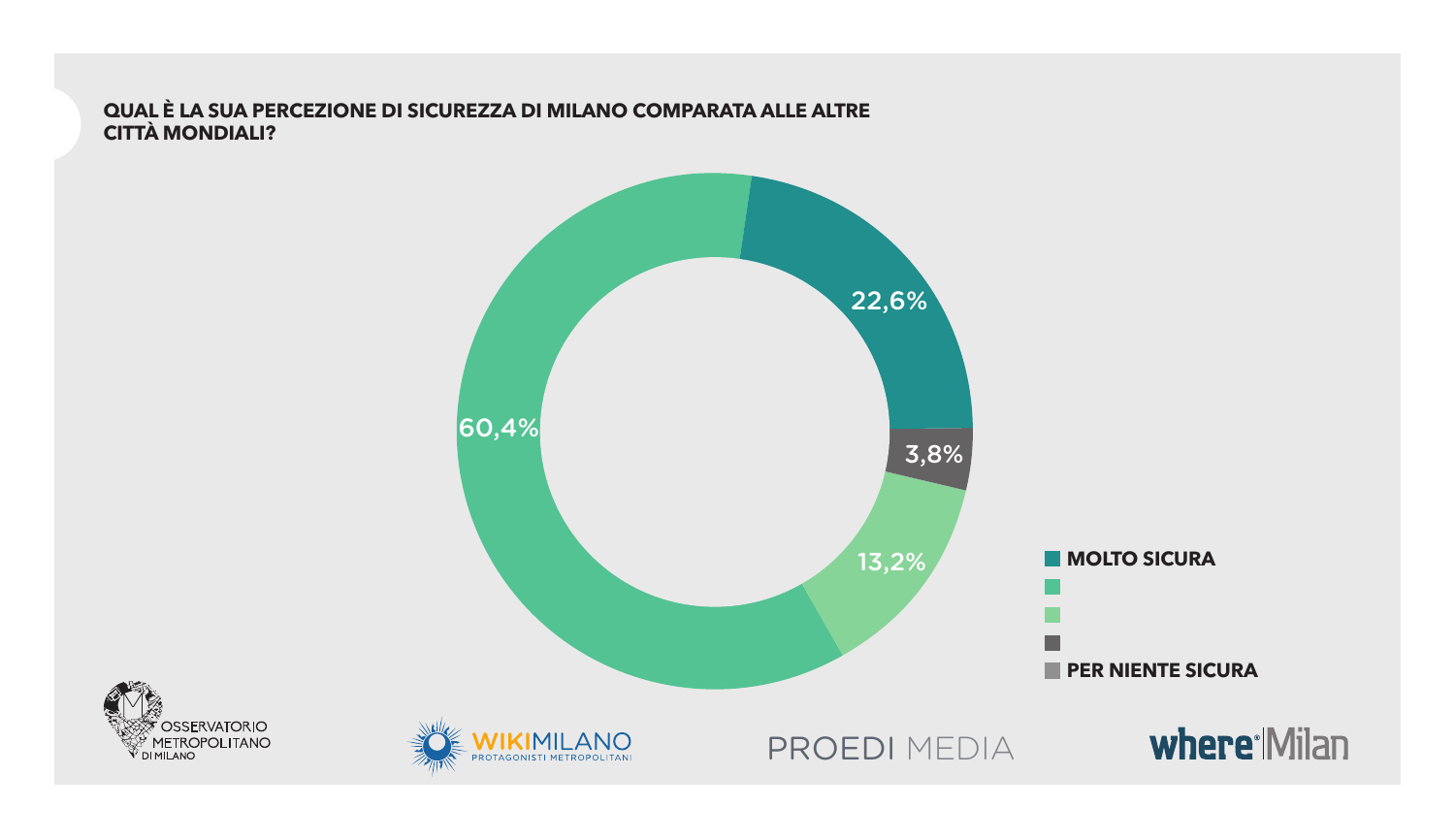**QUAL È LA SUA PERCEZIONE DI SICUREZZA DI MILANO COMPARATA ALLE ALTRE CITTÀ MONDIALI?**

| Risposta | Percentuale |
| --- | --- |
| MOLTO SICURA | 22,6% |
| | 60,4% |
| | 13,2% |
| | 3,8% |
| PER NIENTE SICURA | |

OSSERVATORIO METROPOLITANO DI MILANO

WIKIMILANO PROTAGONISTI METROPOLITANI

PROEDI MEDIA

where Milan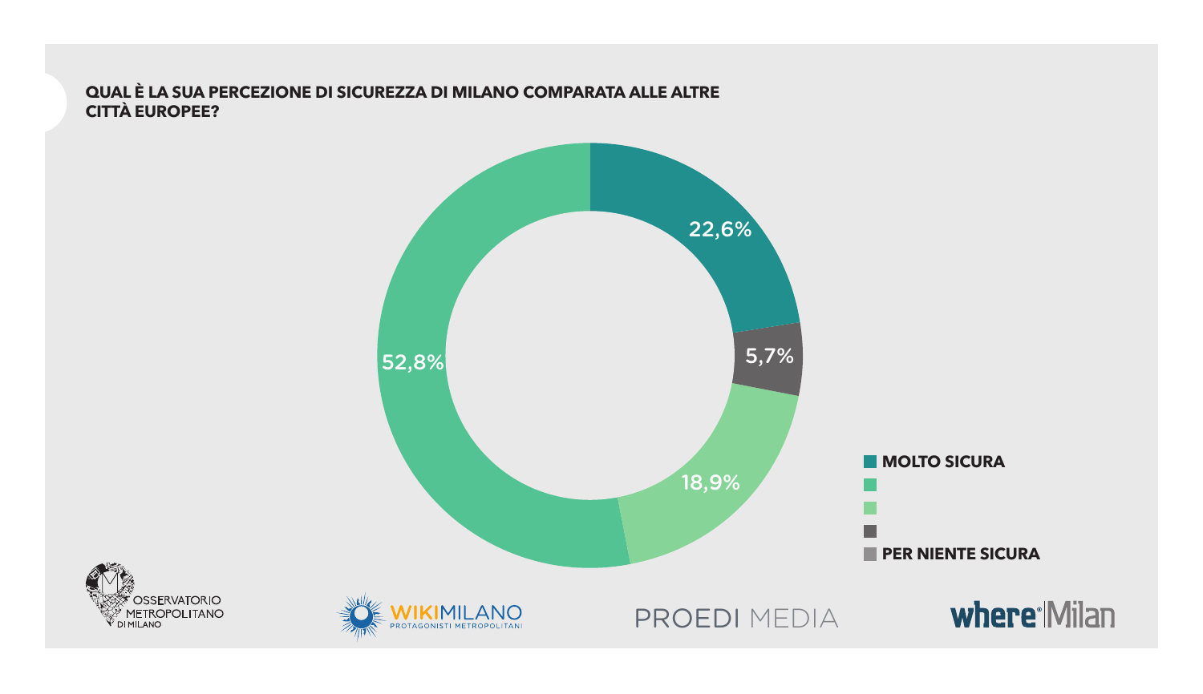**QUAL È LA SUA PERCEZIONE DI SICUREZZA DI MILANO COMPARATA ALLE ALTRE CITTÀ EUROPEE?**

22,6%

5,7%

18,9%

52,8%

- MOLTO SICURA
- 
- 
- 
- PER NIENTE SICURA

OSSERVATORIO METROPOLITANO DI MILANO

WIKIMILANO PROTAGONISTI METROPOLITANI

PROEDI MEDIA

where Milan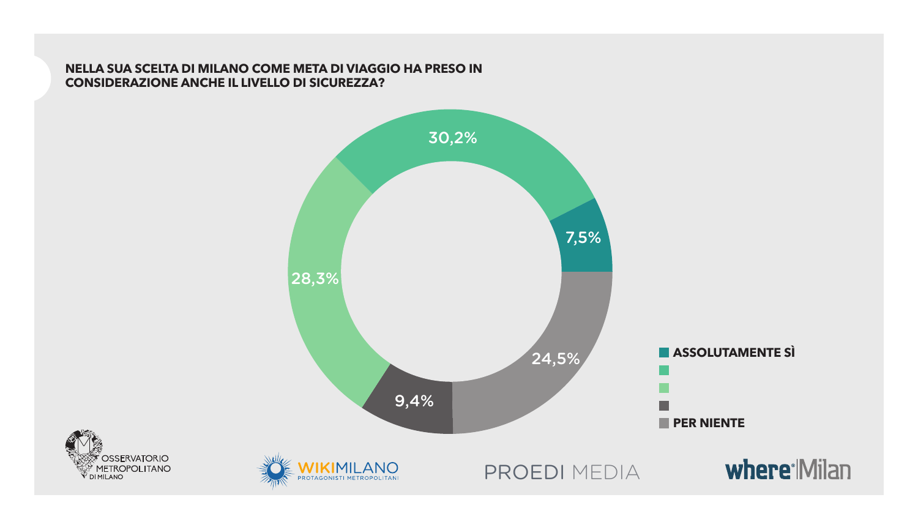**NELLA SUA SCELTA DI MILANO COME META DI VIAGGIO HA PRESO IN CONSIDERAZIONE ANCHE IL LIVELLO DI SICUREZZA?**

| Risposta | % |
|---|---|
| ASSOLUTAMENTE SÌ | 7,5% |
| | 30,2% |
| | 28,3% |
| | 9,4% |
| PER NIENTE | 24,5% |

OSSERVATORIO METROPOLITANO DI MILANO

WIKIMILANO PROTAGONISTI METROPOLITANI

PROEDI MEDIA

where Milan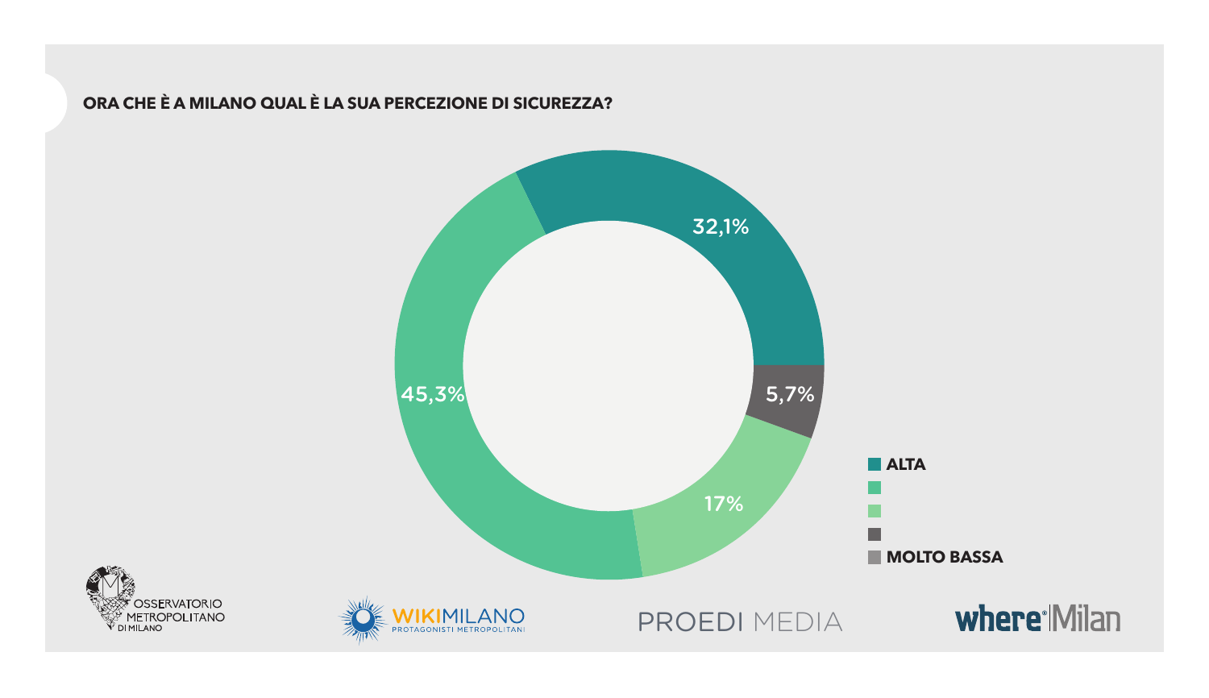**ORA CHE È A MILANO QUAL È LA SUA PERCEZIONE DI SICUREZZA?**

32,1%

45,3%

5,7%

17%

- ALTA
- 
- 
- 
- MOLTO BASSA

OSSERVATORIO METROPOLITANO DI MILANO

WIKIMILANO PROTAGONISTI METROPOLITANI

PROEDI MEDIA

where Milan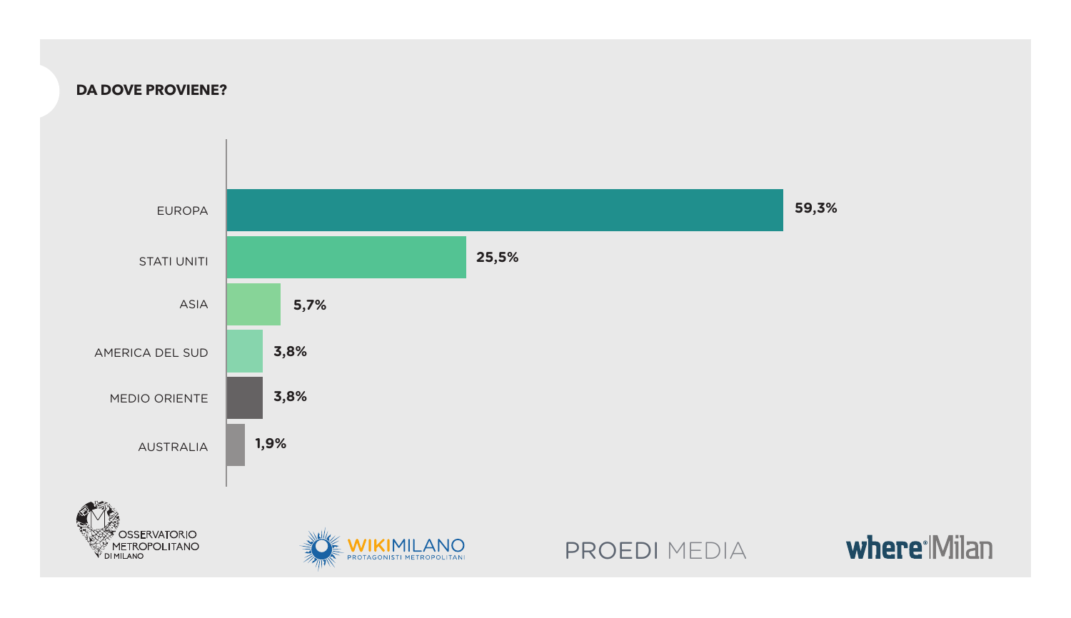## DA DOVE PROVIENE?

EUROPA 59,3%

STATI UNITI 25,5%

ASIA 5,7%

AMERICA DEL SUD 3,8%

MEDIO ORIENTE 3,8%

AUSTRALIA 1,9%

OSSERVATORIO METROPOLITANO DI MILANO

WIKIMILANO PROTAGONISTI METROPOLITANI

PROEDI MEDIA

where Milan